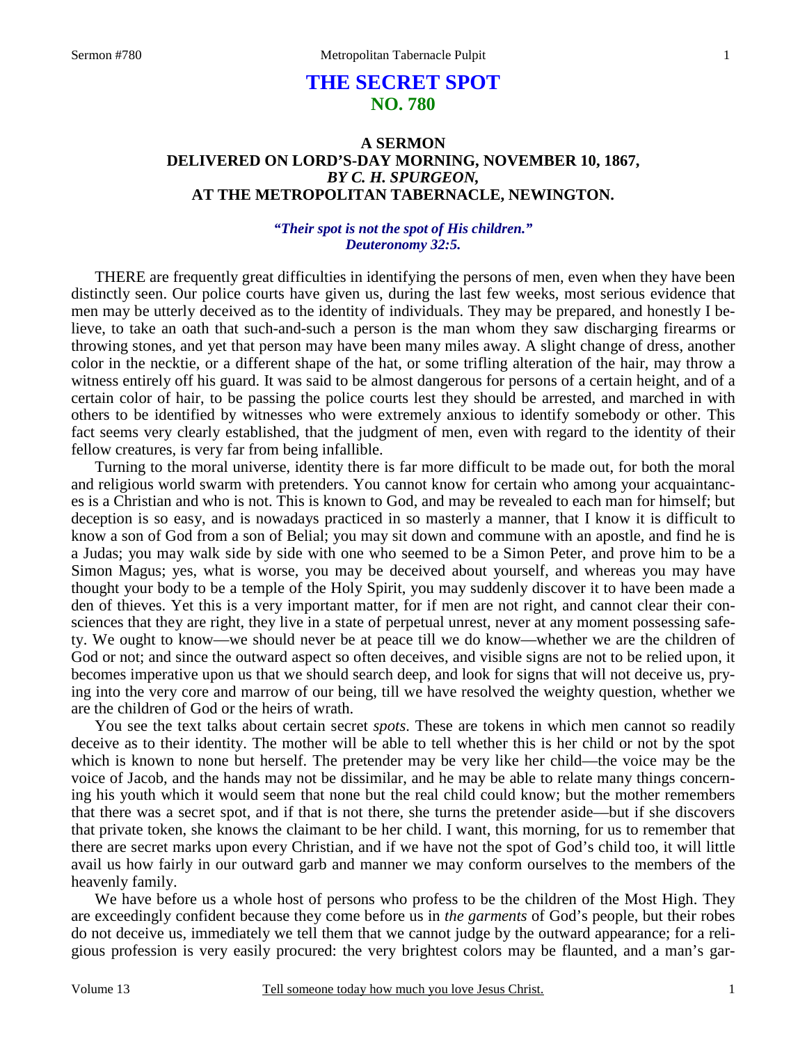# THE SECRET SPOT
## NO. 780

### A SERMON
### DELIVERED ON LORD'S-DAY MORNING, NOVEMBER 10, 1867,
### *BY C. H. SPURGEON,*
### AT THE METROPOLITAN TABERNACLE, NEWINGTON.

***"Their spot is not the spot of His children." Deuteronomy 32:5.***

THERE are frequently great difficulties in identifying the persons of men, even when they have been distinctly seen. Our police courts have given us, during the last few weeks, most serious evidence that men may be utterly deceived as to the identity of individuals. They may be prepared, and honestly I believe, to take an oath that such-and-such a person is the man whom they saw discharging firearms or throwing stones, and yet that person may have been many miles away. A slight change of dress, another color in the necktie, or a different shape of the hat, or some trifling alteration of the hair, may throw a witness entirely off his guard. It was said to be almost dangerous for persons of a certain height, and of a certain color of hair, to be passing the police courts lest they should be arrested, and marched in with others to be identified by witnesses who were extremely anxious to identify somebody or other. This fact seems very clearly established, that the judgment of men, even with regard to the identity of their fellow creatures, is very far from being infallible.

Turning to the moral universe, identity there is far more difficult to be made out, for both the moral and religious world swarm with pretenders. You cannot know for certain who among your acquaintances is a Christian and who is not. This is known to God, and may be revealed to each man for himself; but deception is so easy, and is nowadays practiced in so masterly a manner, that I know it is difficult to know a son of God from a son of Belial; you may sit down and commune with an apostle, and find he is a Judas; you may walk side by side with one who seemed to be a Simon Peter, and prove him to be a Simon Magus; yes, what is worse, you may be deceived about yourself, and whereas you may have thought your body to be a temple of the Holy Spirit, you may suddenly discover it to have been made a den of thieves. Yet this is a very important matter, for if men are not right, and cannot clear their consciences that they are right, they live in a state of perpetual unrest, never at any moment possessing safety. We ought to know—we should never be at peace till we do know—whether we are the children of God or not; and since the outward aspect so often deceives, and visible signs are not to be relied upon, it becomes imperative upon us that we should search deep, and look for signs that will not deceive us, prying into the very core and marrow of our being, till we have resolved the weighty question, whether we are the children of God or the heirs of wrath.

You see the text talks about certain secret *spots*. These are tokens in which men cannot so readily deceive as to their identity. The mother will be able to tell whether this is her child or not by the spot which is known to none but herself. The pretender may be very like her child—the voice may be the voice of Jacob, and the hands may not be dissimilar, and he may be able to relate many things concerning his youth which it would seem that none but the real child could know; but the mother remembers that there was a secret spot, and if that is not there, she turns the pretender aside—but if she discovers that private token, she knows the claimant to be her child. I want, this morning, for us to remember that there are secret marks upon every Christian, and if we have not the spot of God's child too, it will little avail us how fairly in our outward garb and manner we may conform ourselves to the members of the heavenly family.

We have before us a whole host of persons who profess to be the children of the Most High. They are exceedingly confident because they come before us in *the garments* of God's people, but their robes do not deceive us, immediately we tell them that we cannot judge by the outward appearance; for a religious profession is very easily procured: the very brightest colors may be flaunted, and a man's gar-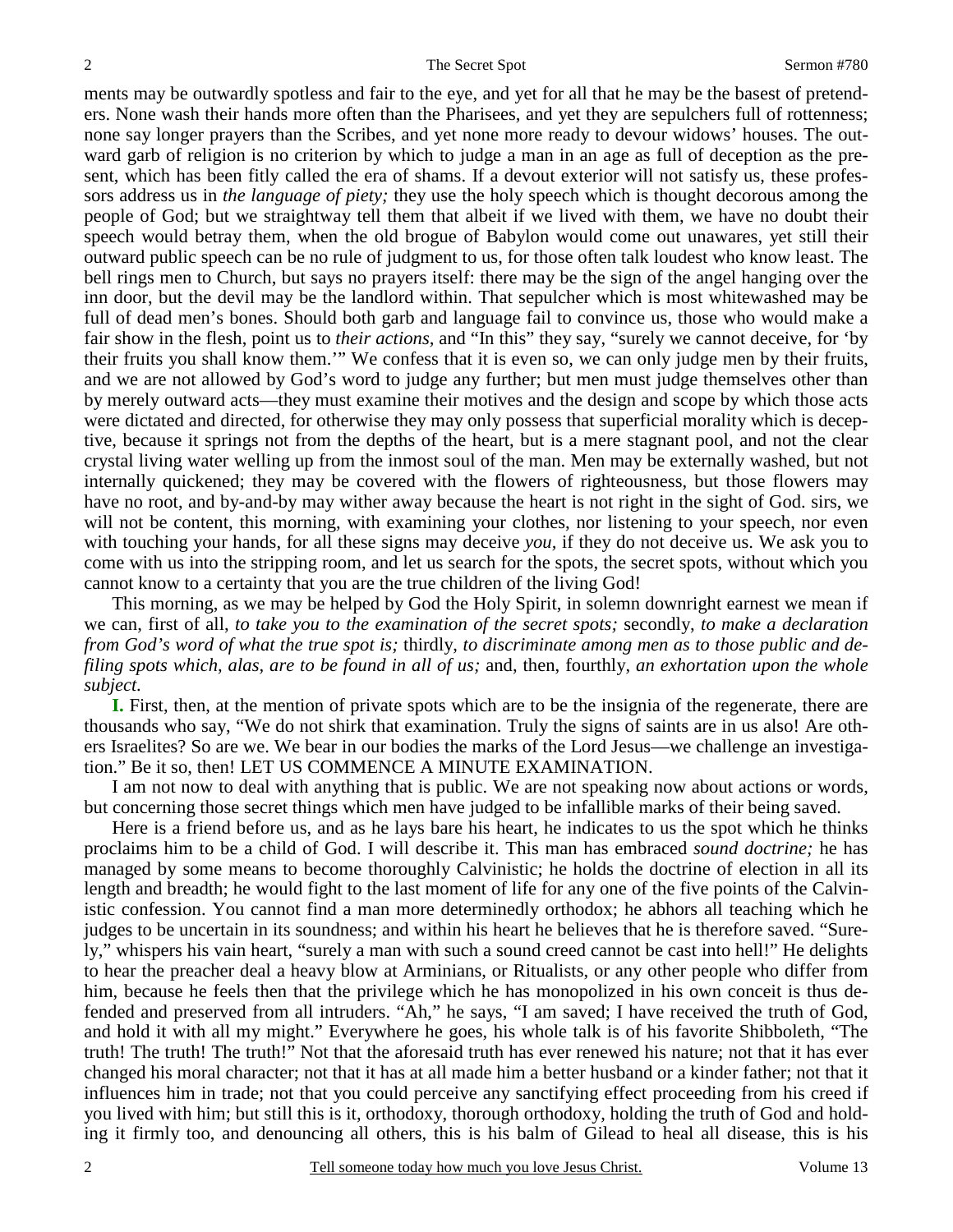ments may be outwardly spotless and fair to the eye, and yet for all that he may be the basest of pretenders. None wash their hands more often than the Pharisees, and yet they are sepulchers full of rottenness; none say longer prayers than the Scribes, and yet none more ready to devour widows' houses. The outward garb of religion is no criterion by which to judge a man in an age as full of deception as the present, which has been fitly called the era of shams. If a devout exterior will not satisfy us, these professors address us in *the language of piety;* they use the holy speech which is thought decorous among the people of God; but we straightway tell them that albeit if we lived with them, we have no doubt their speech would betray them, when the old brogue of Babylon would come out unawares, yet still their outward public speech can be no rule of judgment to us, for those often talk loudest who know least. The bell rings men to Church, but says no prayers itself: there may be the sign of the angel hanging over the inn door, but the devil may be the landlord within. That sepulcher which is most whitewashed may be full of dead men's bones. Should both garb and language fail to convince us, those who would make a fair show in the flesh, point us to *their actions,* and "In this" they say, "surely we cannot deceive, for 'by their fruits you shall know them.'" We confess that it is even so, we can only judge men by their fruits, and we are not allowed by God's word to judge any further; but men must judge themselves other than by merely outward acts—they must examine their motives and the design and scope by which those acts were dictated and directed, for otherwise they may only possess that superficial morality which is deceptive, because it springs not from the depths of the heart, but is a mere stagnant pool, and not the clear crystal living water welling up from the inmost soul of the man. Men may be externally washed, but not internally quickened; they may be covered with the flowers of righteousness, but those flowers may have no root, and by-and-by may wither away because the heart is not right in the sight of God. sirs, we will not be content, this morning, with examining your clothes, nor listening to your speech, nor even with touching your hands, for all these signs may deceive *you,* if they do not deceive us. We ask you to come with us into the stripping room, and let us search for the spots, the secret spots, without which you cannot know to a certainty that you are the true children of the living God!

This morning, as we may be helped by God the Holy Spirit, in solemn downright earnest we mean if we can, first of all, *to take you to the examination of the secret spots;* secondly, *to make a declaration from God's word of what the true spot is;* thirdly, *to discriminate among men as to those public and defiling spots which, alas, are to be found in all of us;* and, then, fourthly, *an exhortation upon the whole subject.*

**I.** First, then, at the mention of private spots which are to be the insignia of the regenerate, there are thousands who say, "We do not shirk that examination. Truly the signs of saints are in us also! Are others Israelites? So are we. We bear in our bodies the marks of the Lord Jesus—we challenge an investigation." Be it so, then! LET US COMMENCE A MINUTE EXAMINATION.

I am not now to deal with anything that is public. We are not speaking now about actions or words, but concerning those secret things which men have judged to be infallible marks of their being saved.

Here is a friend before us, and as he lays bare his heart, he indicates to us the spot which he thinks proclaims him to be a child of God. I will describe it. This man has embraced *sound doctrine;* he has managed by some means to become thoroughly Calvinistic; he holds the doctrine of election in all its length and breadth; he would fight to the last moment of life for any one of the five points of the Calvinistic confession. You cannot find a man more determinedly orthodox; he abhors all teaching which he judges to be uncertain in its soundness; and within his heart he believes that he is therefore saved. "Surely," whispers his vain heart, "surely a man with such a sound creed cannot be cast into hell!" He delights to hear the preacher deal a heavy blow at Arminians, or Ritualists, or any other people who differ from him, because he feels then that the privilege which he has monopolized in his own conceit is thus defended and preserved from all intruders. "Ah," he says, "I am saved; I have received the truth of God, and hold it with all my might." Everywhere he goes, his whole talk is of his favorite Shibboleth, "The truth! The truth! The truth!" Not that the aforesaid truth has ever renewed his nature; not that it has ever changed his moral character; not that it has at all made him a better husband or a kinder father; not that it influences him in trade; not that you could perceive any sanctifying effect proceeding from his creed if you lived with him; but still this is it, orthodoxy, thorough orthodoxy, holding the truth of God and holding it firmly too, and denouncing all others, this is his balm of Gilead to heal all disease, this is his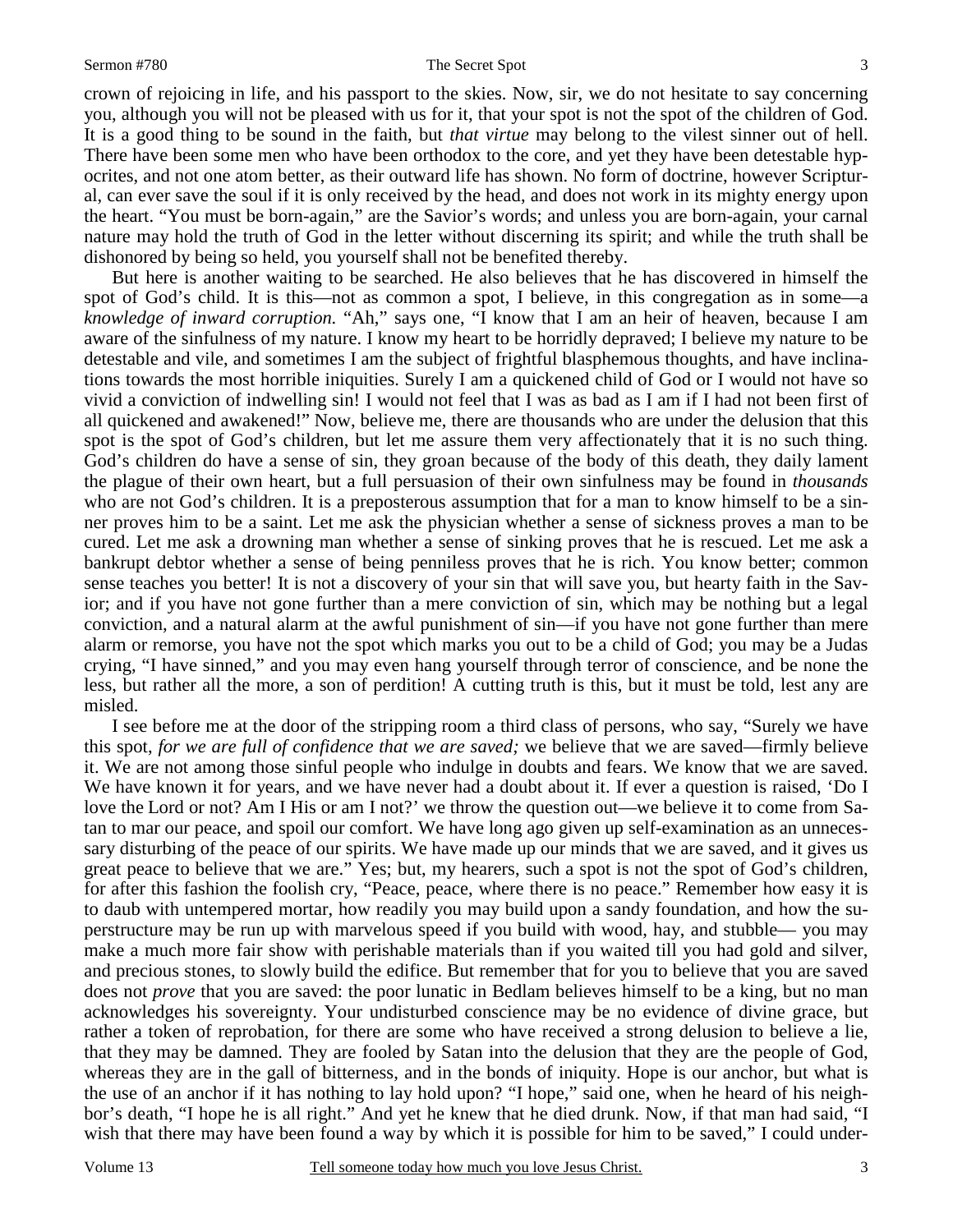crown of rejoicing in life, and his passport to the skies. Now, sir, we do not hesitate to say concerning you, although you will not be pleased with us for it, that your spot is not the spot of the children of God. It is a good thing to be sound in the faith, but *that virtue* may belong to the vilest sinner out of hell. There have been some men who have been orthodox to the core, and yet they have been detestable hypocrites, and not one atom better, as their outward life has shown. No form of doctrine, however Scriptural, can ever save the soul if it is only received by the head, and does not work in its mighty energy upon the heart. "You must be born-again," are the Savior's words; and unless you are born-again, your carnal nature may hold the truth of God in the letter without discerning its spirit; and while the truth shall be dishonored by being so held, you yourself shall not be benefited thereby.

But here is another waiting to be searched. He also believes that he has discovered in himself the spot of God's child. It is this—not as common a spot, I believe, in this congregation as in some—a *knowledge of inward corruption.* "Ah," says one, "I know that I am an heir of heaven, because I am aware of the sinfulness of my nature. I know my heart to be horridly depraved; I believe my nature to be detestable and vile, and sometimes I am the subject of frightful blasphemous thoughts, and have inclinations towards the most horrible iniquities. Surely I am a quickened child of God or I would not have so vivid a conviction of indwelling sin! I would not feel that I was as bad as I am if I had not been first of all quickened and awakened!" Now, believe me, there are thousands who are under the delusion that this spot is the spot of God's children, but let me assure them very affectionately that it is no such thing. God's children do have a sense of sin, they groan because of the body of this death, they daily lament the plague of their own heart, but a full persuasion of their own sinfulness may be found in *thousands* who are not God's children. It is a preposterous assumption that for a man to know himself to be a sinner proves him to be a saint. Let me ask the physician whether a sense of sickness proves a man to be cured. Let me ask a drowning man whether a sense of sinking proves that he is rescued. Let me ask a bankrupt debtor whether a sense of being penniless proves that he is rich. You know better; common sense teaches you better! It is not a discovery of your sin that will save you, but hearty faith in the Savior; and if you have not gone further than a mere conviction of sin, which may be nothing but a legal conviction, and a natural alarm at the awful punishment of sin—if you have not gone further than mere alarm or remorse, you have not the spot which marks you out to be a child of God; you may be a Judas crying, "I have sinned," and you may even hang yourself through terror of conscience, and be none the less, but rather all the more, a son of perdition! A cutting truth is this, but it must be told, lest any are misled.

I see before me at the door of the stripping room a third class of persons, who say, "Surely we have this spot, *for we are full of confidence that we are saved;* we believe that we are saved—firmly believe it. We are not among those sinful people who indulge in doubts and fears. We know that we are saved. We have known it for years, and we have never had a doubt about it. If ever a question is raised, 'Do I love the Lord or not? Am I His or am I not?' we throw the question out—we believe it to come from Satan to mar our peace, and spoil our comfort. We have long ago given up self-examination as an unnecessary disturbing of the peace of our spirits. We have made up our minds that we are saved, and it gives us great peace to believe that we are." Yes; but, my hearers, such a spot is not the spot of God's children, for after this fashion the foolish cry, "Peace, peace, where there is no peace." Remember how easy it is to daub with untempered mortar, how readily you may build upon a sandy foundation, and how the superstructure may be run up with marvelous speed if you build with wood, hay, and stubble— you may make a much more fair show with perishable materials than if you waited till you had gold and silver, and precious stones, to slowly build the edifice. But remember that for you to believe that you are saved does not *prove* that you are saved: the poor lunatic in Bedlam believes himself to be a king, but no man acknowledges his sovereignty. Your undisturbed conscience may be no evidence of divine grace, but rather a token of reprobation, for there are some who have received a strong delusion to believe a lie, that they may be damned. They are fooled by Satan into the delusion that they are the people of God, whereas they are in the gall of bitterness, and in the bonds of iniquity. Hope is our anchor, but what is the use of an anchor if it has nothing to lay hold upon? "I hope," said one, when he heard of his neighbor's death, "I hope he is all right." And yet he knew that he died drunk. Now, if that man had said, "I wish that there may have been found a way by which it is possible for him to be saved," I could under-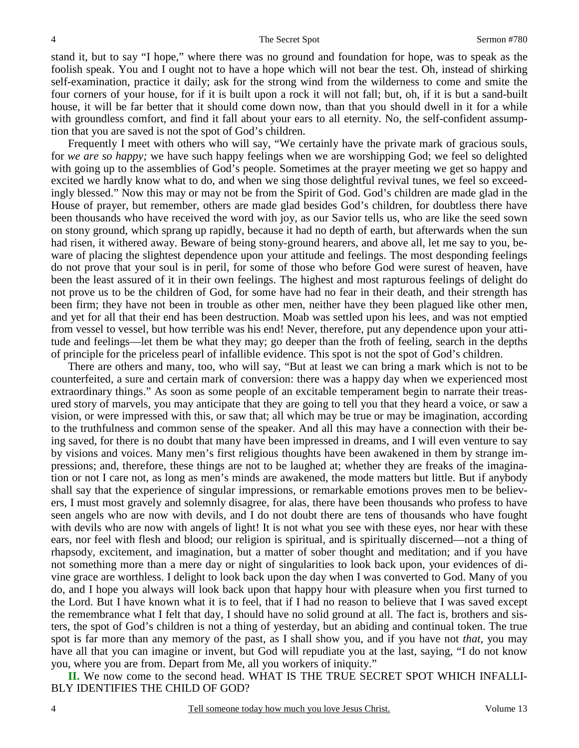stand it, but to say "I hope," where there was no ground and foundation for hope, was to speak as the foolish speak. You and I ought not to have a hope which will not bear the test. Oh, instead of shirking self-examination, practice it daily; ask for the strong wind from the wilderness to come and smite the four corners of your house, for if it is built upon a rock it will not fall; but, oh, if it is but a sand-built house, it will be far better that it should come down now, than that you should dwell in it for a while with groundless comfort, and find it fall about your ears to all eternity. No, the self-confident assumption that you are saved is not the spot of God's children.

Frequently I meet with others who will say, "We certainly have the private mark of gracious souls, for *we are so happy;* we have such happy feelings when we are worshipping God; we feel so delighted with going up to the assemblies of God's people. Sometimes at the prayer meeting we get so happy and excited we hardly know what to do, and when we sing those delightful revival tunes, we feel so exceedingly blessed." Now this may or may not be from the Spirit of God. God's children are made glad in the House of prayer, but remember, others are made glad besides God's children, for doubtless there have been thousands who have received the word with joy, as our Savior tells us, who are like the seed sown on stony ground, which sprang up rapidly, because it had no depth of earth, but afterwards when the sun had risen, it withered away. Beware of being stony-ground hearers, and above all, let me say to you, beware of placing the slightest dependence upon your attitude and feelings. The most desponding feelings do not prove that your soul is in peril, for some of those who before God were surest of heaven, have been the least assured of it in their own feelings. The highest and most rapturous feelings of delight do not prove us to be the children of God, for some have had no fear in their death, and their strength has been firm; they have not been in trouble as other men, neither have they been plagued like other men, and yet for all that their end has been destruction. Moab was settled upon his lees, and was not emptied from vessel to vessel, but how terrible was his end! Never, therefore, put any dependence upon your attitude and feelings—let them be what they may; go deeper than the froth of feeling, search in the depths of principle for the priceless pearl of infallible evidence. This spot is not the spot of God's children.

There are others and many, too, who will say, "But at least we can bring a mark which is not to be counterfeited, a sure and certain mark of conversion: there was a happy day when we experienced most extraordinary things." As soon as some people of an excitable temperament begin to narrate their treasured story of marvels, you may anticipate that they are going to tell you that they heard a voice, or saw a vision, or were impressed with this, or saw that; all which may be true or may be imagination, according to the truthfulness and common sense of the speaker. And all this may have a connection with their being saved, for there is no doubt that many have been impressed in dreams, and I will even venture to say by visions and voices. Many men's first religious thoughts have been awakened in them by strange impressions; and, therefore, these things are not to be laughed at; whether they are freaks of the imagination or not I care not, as long as men's minds are awakened, the mode matters but little. But if anybody shall say that the experience of singular impressions, or remarkable emotions proves men to be believers, I must most gravely and solemnly disagree, for alas, there have been thousands who profess to have seen angels who are now with devils, and I do not doubt there are tens of thousands who have fought with devils who are now with angels of light! It is not what you see with these eyes, nor hear with these ears, nor feel with flesh and blood; our religion is spiritual, and is spiritually discerned—not a thing of rhapsody, excitement, and imagination, but a matter of sober thought and meditation; and if you have not something more than a mere day or night of singularities to look back upon, your evidences of divine grace are worthless. I delight to look back upon the day when I was converted to God. Many of you do, and I hope you always will look back upon that happy hour with pleasure when you first turned to the Lord. But I have known what it is to feel, that if I had no reason to believe that I was saved except the remembrance what I felt that day, I should have no solid ground at all. The fact is, brothers and sisters, the spot of God's children is not a thing of yesterday, but an abiding and continual token. The true spot is far more than any memory of the past, as I shall show you, and if you have not *that*, you may have all that you can imagine or invent, but God will repudiate you at the last, saying, "I do not know you, where you are from. Depart from Me, all you workers of iniquity."

**II.** We now come to the second head. WHAT IS THE TRUE SECRET SPOT WHICH INFALLIBLY IDENTIFIES THE CHILD OF GOD?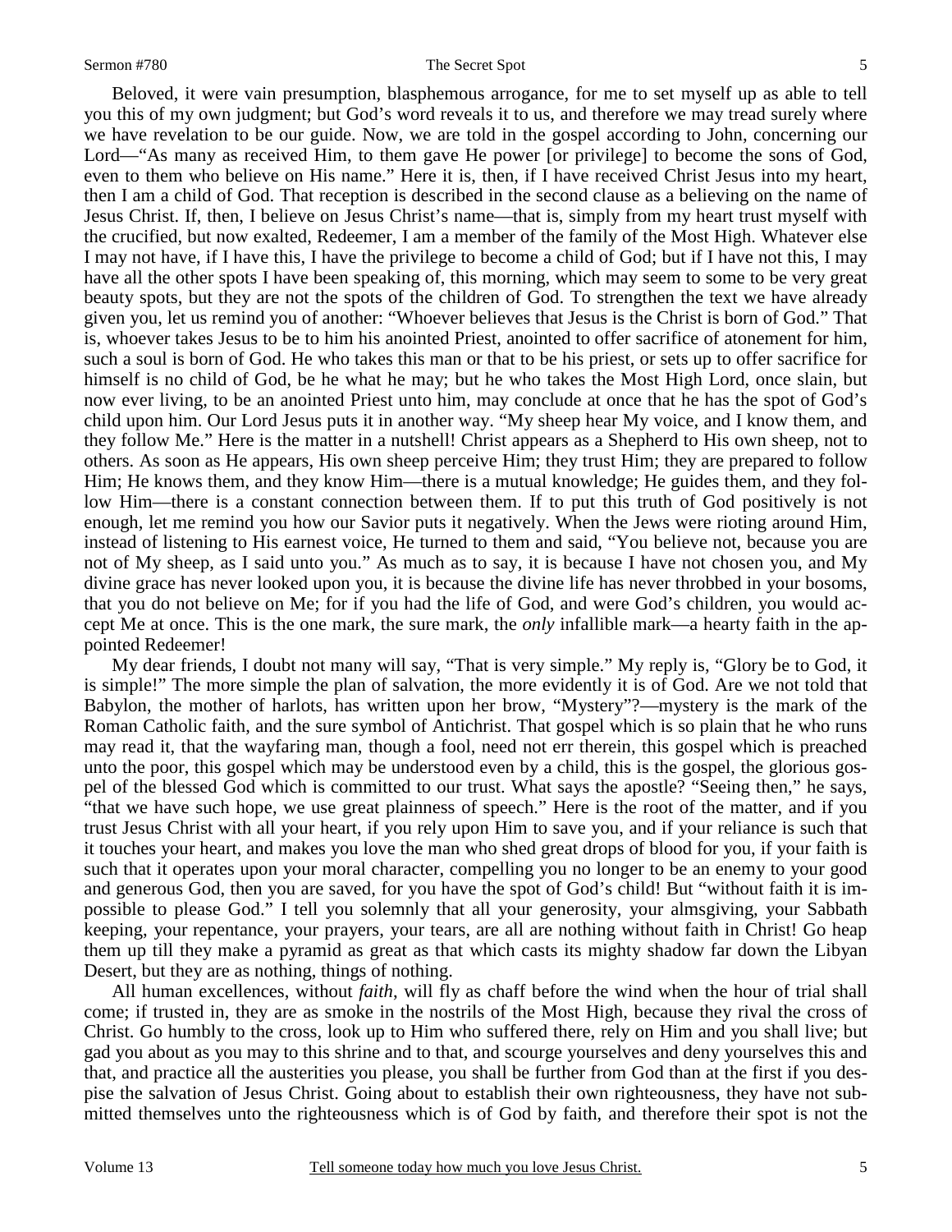Beloved, it were vain presumption, blasphemous arrogance, for me to set myself up as able to tell you this of my own judgment; but God's word reveals it to us, and therefore we may tread surely where we have revelation to be our guide. Now, we are told in the gospel according to John, concerning our Lord—"As many as received Him, to them gave He power [or privilege] to become the sons of God, even to them who believe on His name." Here it is, then, if I have received Christ Jesus into my heart, then I am a child of God. That reception is described in the second clause as a believing on the name of Jesus Christ. If, then, I believe on Jesus Christ's name—that is, simply from my heart trust myself with the crucified, but now exalted, Redeemer, I am a member of the family of the Most High. Whatever else I may not have, if I have this, I have the privilege to become a child of God; but if I have not this, I may have all the other spots I have been speaking of, this morning, which may seem to some to be very great beauty spots, but they are not the spots of the children of God. To strengthen the text we have already given you, let us remind you of another: "Whoever believes that Jesus is the Christ is born of God." That is, whoever takes Jesus to be to him his anointed Priest, anointed to offer sacrifice of atonement for him, such a soul is born of God. He who takes this man or that to be his priest, or sets up to offer sacrifice for himself is no child of God, be he what he may; but he who takes the Most High Lord, once slain, but now ever living, to be an anointed Priest unto him, may conclude at once that he has the spot of God's child upon him. Our Lord Jesus puts it in another way. "My sheep hear My voice, and I know them, and they follow Me." Here is the matter in a nutshell! Christ appears as a Shepherd to His own sheep, not to others. As soon as He appears, His own sheep perceive Him; they trust Him; they are prepared to follow Him; He knows them, and they know Him—there is a mutual knowledge; He guides them, and they follow Him—there is a constant connection between them. If to put this truth of God positively is not enough, let me remind you how our Savior puts it negatively. When the Jews were rioting around Him, instead of listening to His earnest voice, He turned to them and said, "You believe not, because you are not of My sheep, as I said unto you." As much as to say, it is because I have not chosen you, and My divine grace has never looked upon you, it is because the divine life has never throbbed in your bosoms, that you do not believe on Me; for if you had the life of God, and were God's children, you would accept Me at once. This is the one mark, the sure mark, the *only* infallible mark—a hearty faith in the appointed Redeemer!

My dear friends, I doubt not many will say, "That is very simple." My reply is, "Glory be to God, it is simple!" The more simple the plan of salvation, the more evidently it is of God. Are we not told that Babylon, the mother of harlots, has written upon her brow, "Mystery"?—mystery is the mark of the Roman Catholic faith, and the sure symbol of Antichrist. That gospel which is so plain that he who runs may read it, that the wayfaring man, though a fool, need not err therein, this gospel which is preached unto the poor, this gospel which may be understood even by a child, this is the gospel, the glorious gospel of the blessed God which is committed to our trust. What says the apostle? "Seeing then," he says, "that we have such hope, we use great plainness of speech." Here is the root of the matter, and if you trust Jesus Christ with all your heart, if you rely upon Him to save you, and if your reliance is such that it touches your heart, and makes you love the man who shed great drops of blood for you, if your faith is such that it operates upon your moral character, compelling you no longer to be an enemy to your good and generous God, then you are saved, for you have the spot of God's child! But "without faith it is impossible to please God." I tell you solemnly that all your generosity, your almsgiving, your Sabbath keeping, your repentance, your prayers, your tears, are all are nothing without faith in Christ! Go heap them up till they make a pyramid as great as that which casts its mighty shadow far down the Libyan Desert, but they are as nothing, things of nothing.

All human excellences, without *faith*, will fly as chaff before the wind when the hour of trial shall come; if trusted in, they are as smoke in the nostrils of the Most High, because they rival the cross of Christ. Go humbly to the cross, look up to Him who suffered there, rely on Him and you shall live; but gad you about as you may to this shrine and to that, and scourge yourselves and deny yourselves this and that, and practice all the austerities you please, you shall be further from God than at the first if you despise the salvation of Jesus Christ. Going about to establish their own righteousness, they have not submitted themselves unto the righteousness which is of God by faith, and therefore their spot is not the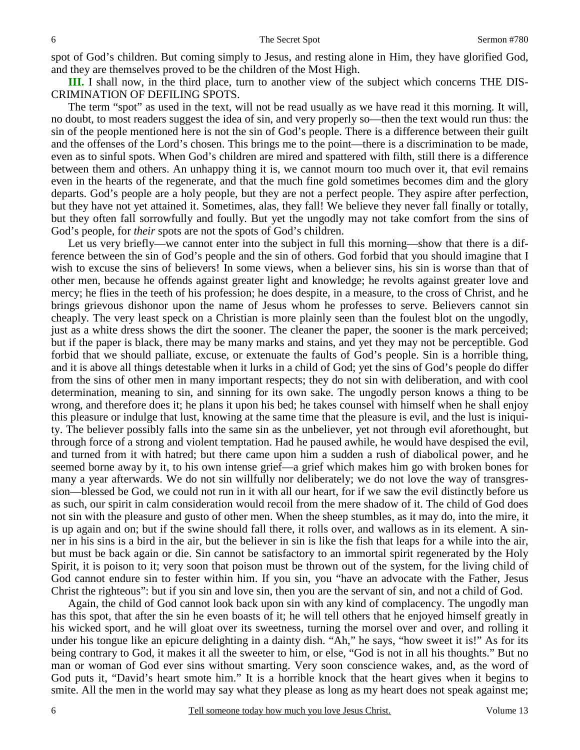spot of God's children. But coming simply to Jesus, and resting alone in Him, they have glorified God, and they are themselves proved to be the children of the Most High.

**III.** I shall now, in the third place, turn to another view of the subject which concerns THE DISCRIMINATION OF DEFILING SPOTS.

The term "spot" as used in the text, will not be read usually as we have read it this morning. It will, no doubt, to most readers suggest the idea of sin, and very properly so—then the text would run thus: the sin of the people mentioned here is not the sin of God's people. There is a difference between their guilt and the offenses of the Lord's chosen. This brings me to the point—there is a discrimination to be made, even as to sinful spots. When God's children are mired and spattered with filth, still there is a difference between them and others. An unhappy thing it is, we cannot mourn too much over it, that evil remains even in the hearts of the regenerate, and that the much fine gold sometimes becomes dim and the glory departs. God's people are a holy people, but they are not a perfect people. They aspire after perfection, but they have not yet attained it. Sometimes, alas, they fall! We believe they never fall finally or totally, but they often fall sorrowfully and foully. But yet the ungodly may not take comfort from the sins of God's people, for *their* spots are not the spots of God's children.

Let us very briefly—we cannot enter into the subject in full this morning—show that there is a difference between the sin of God's people and the sin of others. God forbid that you should imagine that I wish to excuse the sins of believers! In some views, when a believer sins, his sin is worse than that of other men, because he offends against greater light and knowledge; he revolts against greater love and mercy; he flies in the teeth of his profession; he does despite, in a measure, to the cross of Christ, and he brings grievous dishonor upon the name of Jesus whom he professes to serve. Believers cannot sin cheaply. The very least speck on a Christian is more plainly seen than the foulest blot on the ungodly, just as a white dress shows the dirt the sooner. The cleaner the paper, the sooner is the mark perceived; but if the paper is black, there may be many marks and stains, and yet they may not be perceptible. God forbid that we should palliate, excuse, or extenuate the faults of God's people. Sin is a horrible thing, and it is above all things detestable when it lurks in a child of God; yet the sins of God's people do differ from the sins of other men in many important respects; they do not sin with deliberation, and with cool determination, meaning to sin, and sinning for its own sake. The ungodly person knows a thing to be wrong, and therefore does it; he plans it upon his bed; he takes counsel with himself when he shall enjoy this pleasure or indulge that lust, knowing at the same time that the pleasure is evil, and the lust is iniquity. The believer possibly falls into the same sin as the unbeliever, yet not through evil aforethought, but through force of a strong and violent temptation. Had he paused awhile, he would have despised the evil, and turned from it with hatred; but there came upon him a sudden a rush of diabolical power, and he seemed borne away by it, to his own intense grief—a grief which makes him go with broken bones for many a year afterwards. We do not sin willfully nor deliberately; we do not love the way of transgression—blessed be God, we could not run in it with all our heart, for if we saw the evil distinctly before us as such, our spirit in calm consideration would recoil from the mere shadow of it. The child of God does not sin with the pleasure and gusto of other men. When the sheep stumbles, as it may do, into the mire, it is up again and on; but if the swine should fall there, it rolls over, and wallows as in its element. A sinner in his sins is a bird in the air, but the believer in sin is like the fish that leaps for a while into the air, but must be back again or die. Sin cannot be satisfactory to an immortal spirit regenerated by the Holy Spirit, it is poison to it; very soon that poison must be thrown out of the system, for the living child of God cannot endure sin to fester within him. If you sin, you "have an advocate with the Father, Jesus Christ the righteous": but if you sin and love sin, then you are the servant of sin, and not a child of God.

Again, the child of God cannot look back upon sin with any kind of complacency. The ungodly man has this spot, that after the sin he even boasts of it; he will tell others that he enjoyed himself greatly in his wicked sport, and he will gloat over its sweetness, turning the morsel over and over, and rolling it under his tongue like an epicure delighting in a dainty dish. "Ah," he says, "how sweet it is!" As for its being contrary to God, it makes it all the sweeter to him, or else, "God is not in all his thoughts." But no man or woman of God ever sins without smarting. Very soon conscience wakes, and, as the word of God puts it, "David's heart smote him." It is a horrible knock that the heart gives when it begins to smite. All the men in the world may say what they please as long as my heart does not speak against me;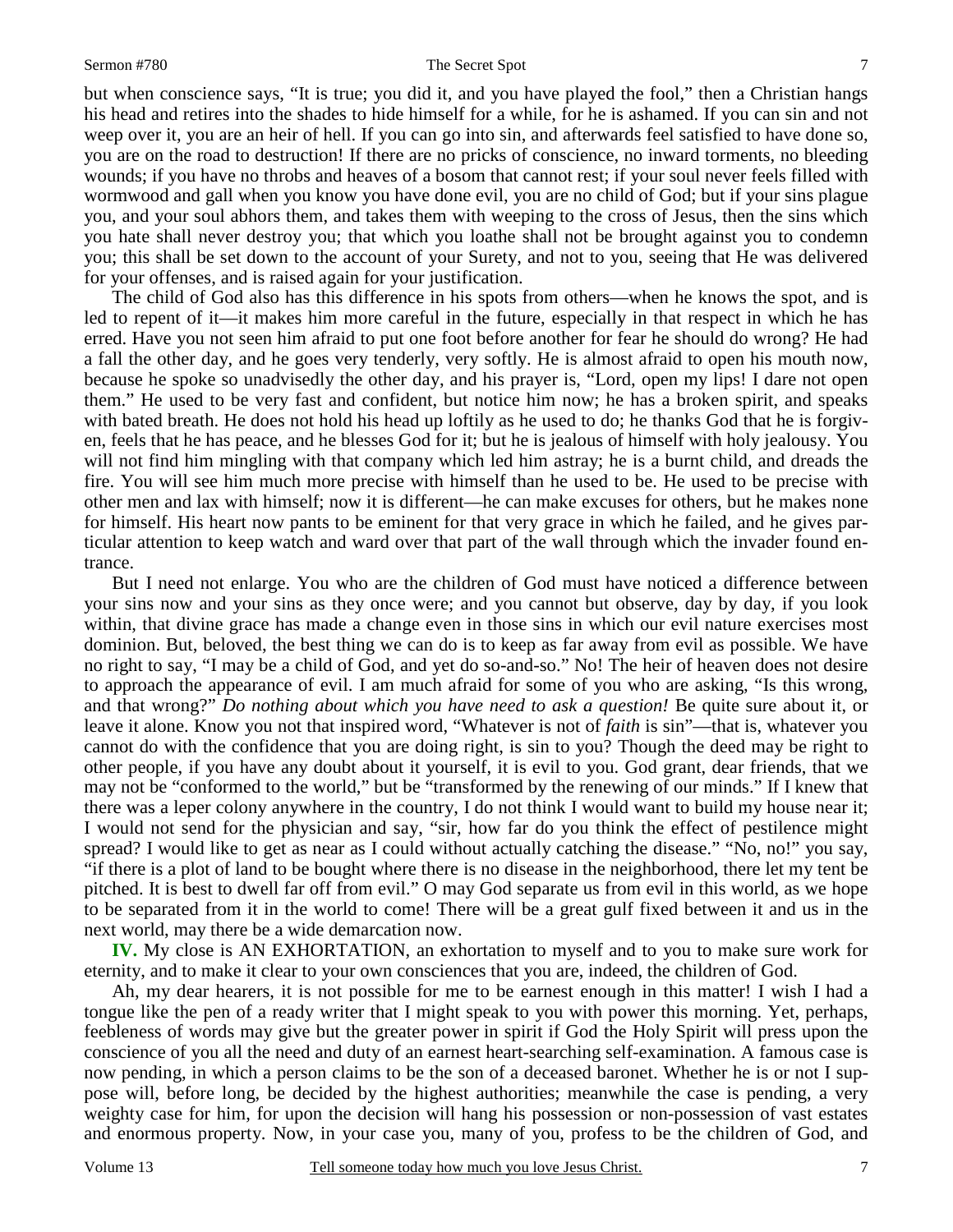but when conscience says, "It is true; you did it, and you have played the fool," then a Christian hangs his head and retires into the shades to hide himself for a while, for he is ashamed. If you can sin and not weep over it, you are an heir of hell. If you can go into sin, and afterwards feel satisfied to have done so, you are on the road to destruction! If there are no pricks of conscience, no inward torments, no bleeding wounds; if you have no throbs and heaves of a bosom that cannot rest; if your soul never feels filled with wormwood and gall when you know you have done evil, you are no child of God; but if your sins plague you, and your soul abhors them, and takes them with weeping to the cross of Jesus, then the sins which you hate shall never destroy you; that which you loathe shall not be brought against you to condemn you; this shall be set down to the account of your Surety, and not to you, seeing that He was delivered for your offenses, and is raised again for your justification.

The child of God also has this difference in his spots from others—when he knows the spot, and is led to repent of it—it makes him more careful in the future, especially in that respect in which he has erred. Have you not seen him afraid to put one foot before another for fear he should do wrong? He had a fall the other day, and he goes very tenderly, very softly. He is almost afraid to open his mouth now, because he spoke so unadvisedly the other day, and his prayer is, "Lord, open my lips! I dare not open them." He used to be very fast and confident, but notice him now; he has a broken spirit, and speaks with bated breath. He does not hold his head up loftily as he used to do; he thanks God that he is forgiven, feels that he has peace, and he blesses God for it; but he is jealous of himself with holy jealousy. You will not find him mingling with that company which led him astray; he is a burnt child, and dreads the fire. You will see him much more precise with himself than he used to be. He used to be precise with other men and lax with himself; now it is different—he can make excuses for others, but he makes none for himself. His heart now pants to be eminent for that very grace in which he failed, and he gives particular attention to keep watch and ward over that part of the wall through which the invader found entrance.

But I need not enlarge. You who are the children of God must have noticed a difference between your sins now and your sins as they once were; and you cannot but observe, day by day, if you look within, that divine grace has made a change even in those sins in which our evil nature exercises most dominion. But, beloved, the best thing we can do is to keep as far away from evil as possible. We have no right to say, "I may be a child of God, and yet do so-and-so." No! The heir of heaven does not desire to approach the appearance of evil. I am much afraid for some of you who are asking, "Is this wrong, and that wrong?" *Do nothing about which you have need to ask a question!* Be quite sure about it, or leave it alone. Know you not that inspired word, "Whatever is not of *faith* is sin"—that is, whatever you cannot do with the confidence that you are doing right, is sin to you? Though the deed may be right to other people, if you have any doubt about it yourself, it is evil to you. God grant, dear friends, that we may not be "conformed to the world," but be "transformed by the renewing of our minds." If I knew that there was a leper colony anywhere in the country, I do not think I would want to build my house near it; I would not send for the physician and say, "sir, how far do you think the effect of pestilence might spread? I would like to get as near as I could without actually catching the disease." "No, no!" you say, "if there is a plot of land to be bought where there is no disease in the neighborhood, there let my tent be pitched. It is best to dwell far off from evil." O may God separate us from evil in this world, as we hope to be separated from it in the world to come! There will be a great gulf fixed between it and us in the next world, may there be a wide demarcation now.

**IV.** My close is AN EXHORTATION, an exhortation to myself and to you to make sure work for eternity, and to make it clear to your own consciences that you are, indeed, the children of God.

Ah, my dear hearers, it is not possible for me to be earnest enough in this matter! I wish I had a tongue like the pen of a ready writer that I might speak to you with power this morning. Yet, perhaps, feebleness of words may give but the greater power in spirit if God the Holy Spirit will press upon the conscience of you all the need and duty of an earnest heart-searching self-examination. A famous case is now pending, in which a person claims to be the son of a deceased baronet. Whether he is or not I suppose will, before long, be decided by the highest authorities; meanwhile the case is pending, a very weighty case for him, for upon the decision will hang his possession or non-possession of vast estates and enormous property. Now, in your case you, many of you, profess to be the children of God, and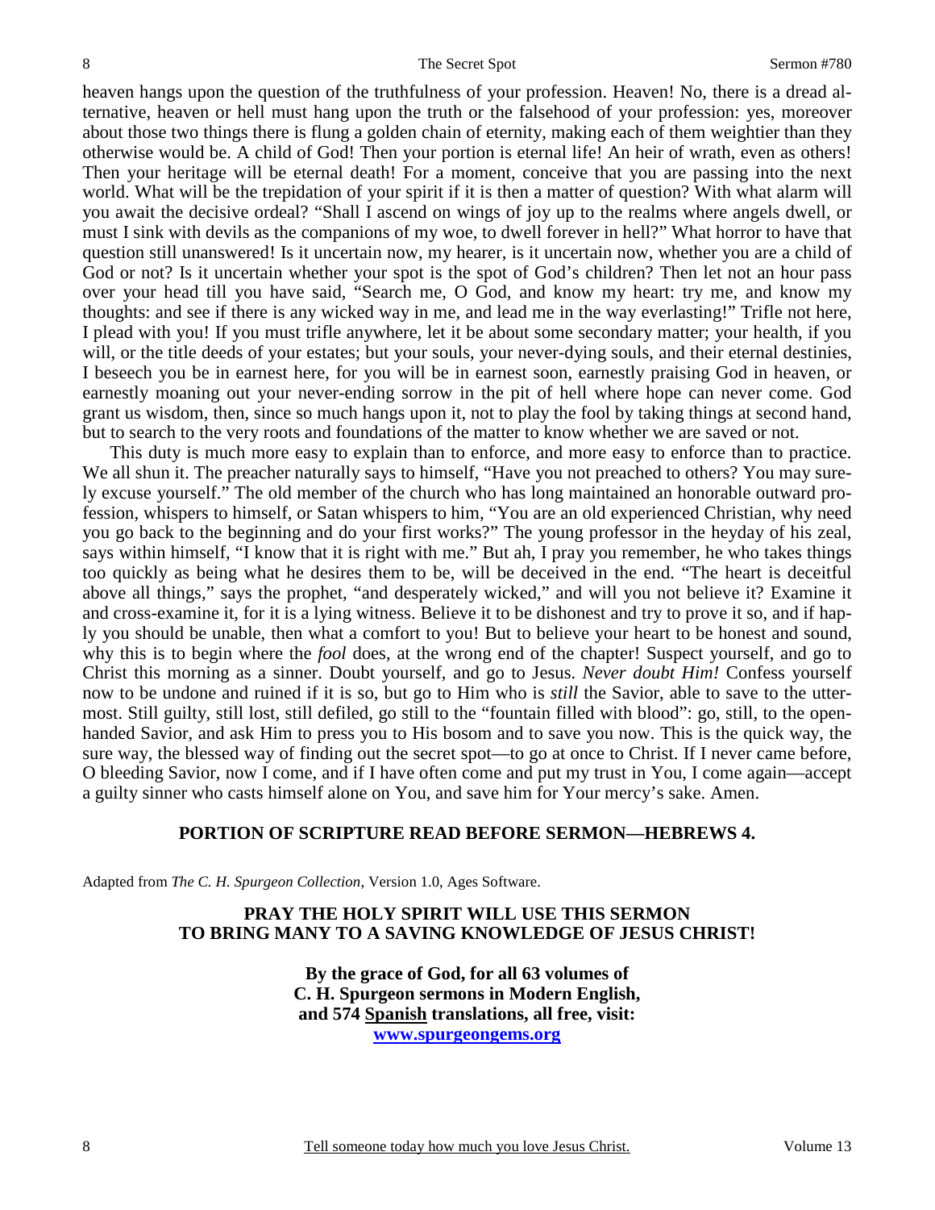heaven hangs upon the question of the truthfulness of your profession. Heaven! No, there is a dread alternative, heaven or hell must hang upon the truth or the falsehood of your profession: yes, moreover about those two things there is flung a golden chain of eternity, making each of them weightier than they otherwise would be. A child of God! Then your portion is eternal life! An heir of wrath, even as others! Then your heritage will be eternal death! For a moment, conceive that you are passing into the next world. What will be the trepidation of your spirit if it is then a matter of question? With what alarm will you await the decisive ordeal? "Shall I ascend on wings of joy up to the realms where angels dwell, or must I sink with devils as the companions of my woe, to dwell forever in hell?" What horror to have that question still unanswered! Is it uncertain now, my hearer, is it uncertain now, whether you are a child of God or not? Is it uncertain whether your spot is the spot of God's children? Then let not an hour pass over your head till you have said, "Search me, O God, and know my heart: try me, and know my thoughts: and see if there is any wicked way in me, and lead me in the way everlasting!" Trifle not here, I plead with you! If you must trifle anywhere, let it be about some secondary matter; your health, if you will, or the title deeds of your estates; but your souls, your never-dying souls, and their eternal destinies, I beseech you be in earnest here, for you will be in earnest soon, earnestly praising God in heaven, or earnestly moaning out your never-ending sorrow in the pit of hell where hope can never come. God grant us wisdom, then, since so much hangs upon it, not to play the fool by taking things at second hand, but to search to the very roots and foundations of the matter to know whether we are saved or not.

This duty is much more easy to explain than to enforce, and more easy to enforce than to practice. We all shun it. The preacher naturally says to himself, "Have you not preached to others? You may surely excuse yourself." The old member of the church who has long maintained an honorable outward profession, whispers to himself, or Satan whispers to him, "You are an old experienced Christian, why need you go back to the beginning and do your first works?" The young professor in the heyday of his zeal, says within himself, "I know that it is right with me." But ah, I pray you remember, he who takes things too quickly as being what he desires them to be, will be deceived in the end. "The heart is deceitful above all things," says the prophet, "and desperately wicked," and will you not believe it? Examine it and cross-examine it, for it is a lying witness. Believe it to be dishonest and try to prove it so, and if haply you should be unable, then what a comfort to you! But to believe your heart to be honest and sound, why this is to begin where the *fool* does, at the wrong end of the chapter! Suspect yourself, and go to Christ this morning as a sinner. Doubt yourself, and go to Jesus. *Never doubt Him!* Confess yourself now to be undone and ruined if it is so, but go to Him who is *still* the Savior, able to save to the uttermost. Still guilty, still lost, still defiled, go still to the "fountain filled with blood": go, still, to the open-handed Savior, and ask Him to press you to His bosom and to save you now. This is the quick way, the sure way, the blessed way of finding out the secret spot—to go at once to Christ. If I never came before, O bleeding Savior, now I come, and if I have often come and put my trust in You, I come again—accept a guilty sinner who casts himself alone on You, and save him for Your mercy's sake. Amen.

**PORTION OF SCRIPTURE READ BEFORE SERMON—HEBREWS 4.**

Adapted from *The C. H. Spurgeon Collection*, Version 1.0, Ages Software.

**PRAY THE HOLY SPIRIT WILL USE THIS SERMON TO BRING MANY TO A SAVING KNOWLEDGE OF JESUS CHRIST!**

**By the grace of God, for all 63 volumes of C. H. Spurgeon sermons in Modern English, and 574 Spanish translations, all free, visit: www.spurgeongems.org**